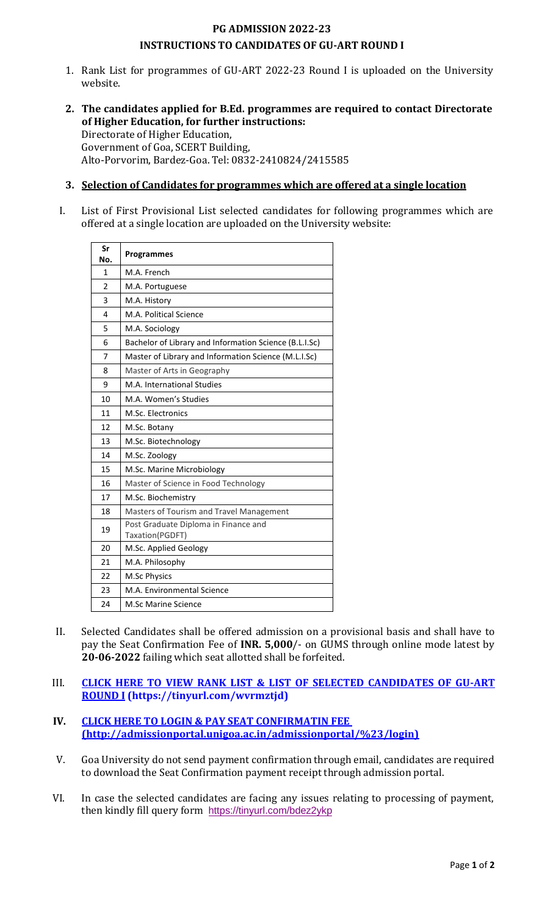# PG ADMISSION 2022-23

## INSTRUCTIONS TO CANDIDATES OF GU-ART ROUND I

1. Rank List for programmes of GU-ART 2022-23 Round I is uploaded on the University website.

2. **The candidates applied for B.Ed. programmes are required to contact Directorate of Higher Education, for further instructions:**
   Directorate of Higher Education,
   Government of Goa, SCERT Building,
   Alto-Porvorim, Bardez-Goa. Tel: 0832-2410824/2415585

3. **Selection of Candidates for programmes which are offered at a single location**

I. List of First Provisional List selected candidates for following programmes which are offered at a single location are uploaded on the University website:

| Sr No. | Programmes |
|---|---|
| 1 | M.A. French |
| 2 | M.A. Portuguese |
| 3 | M.A. History |
| 4 | M.A. Political Science |
| 5 | M.A. Sociology |
| 6 | Bachelor of Library and Information Science (B.L.I.Sc) |
| 7 | Master of Library and Information Science (M.L.I.Sc) |
| 8 | Master of Arts in Geography |
| 9 | M.A. International Studies |
| 10 | M.A. Women's Studies |
| 11 | M.Sc. Electronics |
| 12 | M.Sc. Botany |
| 13 | M.Sc. Biotechnology |
| 14 | M.Sc. Zoology |
| 15 | M.Sc. Marine Microbiology |
| 16 | Master of Science in Food Technology |
| 17 | M.Sc. Biochemistry |
| 18 | Masters of Tourism and Travel Management |
| 19 | Post Graduate Diploma in Finance and Taxation(PGDFT) |
| 20 | M.Sc. Applied Geology |
| 21 | M.A. Philosophy |
| 22 | M.Sc Physics |
| 23 | M.A. Environmental Science |
| 24 | M.Sc Marine Science |

II. Selected Candidates shall be offered admission on a provisional basis and shall have to pay the Seat Confirmation Fee of **INR. 5,000**/- on GUMS through online mode latest by **20-06-2022** failing which seat allotted shall be forfeited.

III. **CLICK HERE TO VIEW RANK LIST & LIST OF SELECTED CANDIDATES OF GU-ART ROUND I (https://tinyurl.com/wvrmztjd)**

IV. **CLICK HERE TO LOGIN & PAY SEAT CONFIRMATIN FEE (http://admissionportal.unigoa.ac.in/admissionportal/%23/login)**

V. Goa University do not send payment confirmation through email, candidates are required to download the Seat Confirmation payment receipt through admission portal.

VI. In case the selected candidates are facing any issues relating to processing of payment, then kindly fill query form https://tinyurl.com/bdez2ykp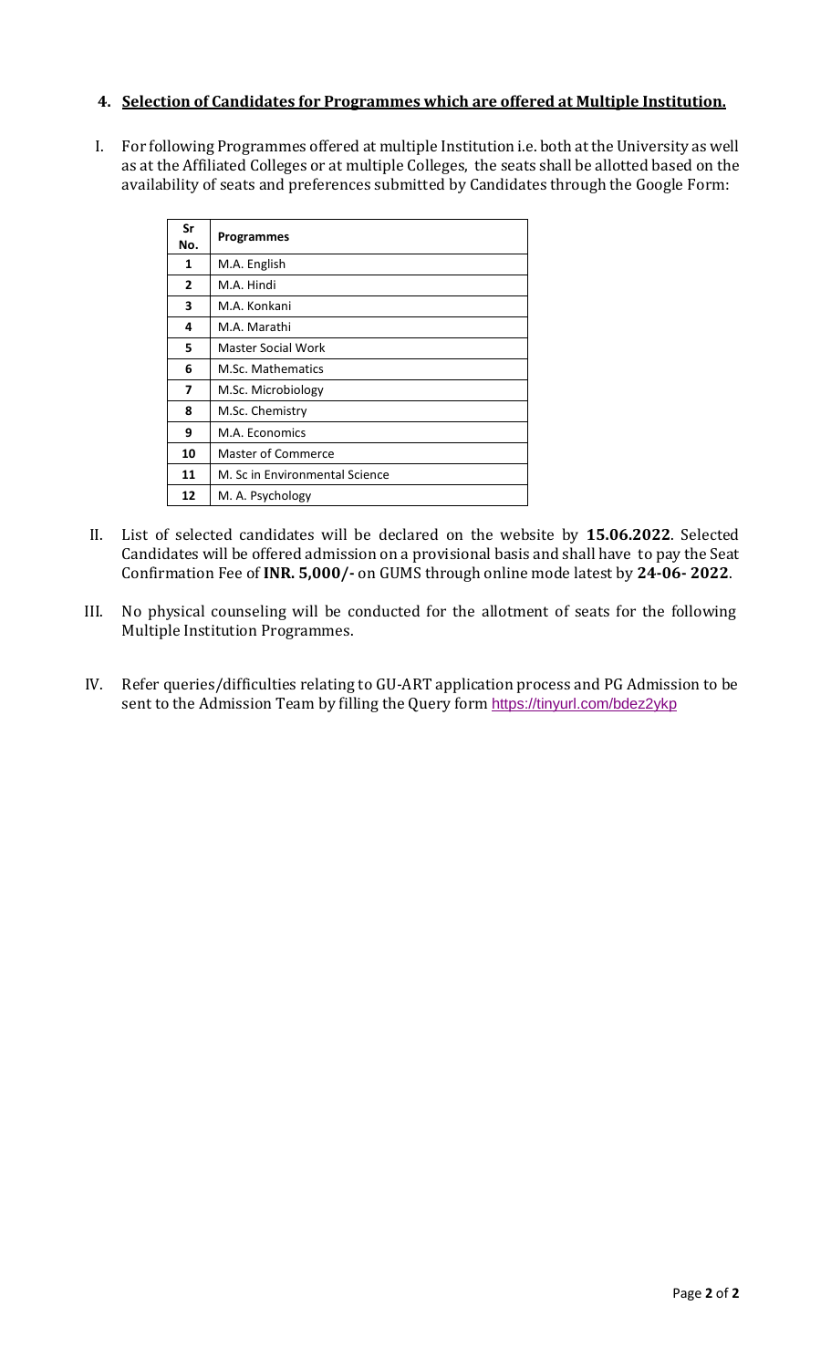## 4. Selection of Candidates for Programmes which are offered at Multiple Institution.

I. For following Programmes offered at multiple Institution i.e. both at the University as well as at the Affiliated Colleges or at multiple Colleges, the seats shall be allotted based on the availability of seats and preferences submitted by Candidates through the Google Form:

| Sr No. | Programmes |
|---|---|
| 1 | M.A. English |
| 2 | M.A. Hindi |
| 3 | M.A. Konkani |
| 4 | M.A. Marathi |
| 5 | Master Social Work |
| 6 | M.Sc. Mathematics |
| 7 | M.Sc. Microbiology |
| 8 | M.Sc. Chemistry |
| 9 | M.A. Economics |
| 10 | Master of Commerce |
| 11 | M. Sc in Environmental Science |
| 12 | M. A. Psychology |

II. List of selected candidates will be declared on the website by **15.06.2022**. Selected Candidates will be offered admission on a provisional basis and shall have to pay the Seat Confirmation Fee of **INR. 5,000/-** on GUMS through online mode latest by **24-06- 2022**.

III. No physical counseling will be conducted for the allotment of seats for the following Multiple Institution Programmes.

IV. Refer queries/difficulties relating to GU-ART application process and PG Admission to be sent to the Admission Team by filling the Query form https://tinyurl.com/bdez2ykp